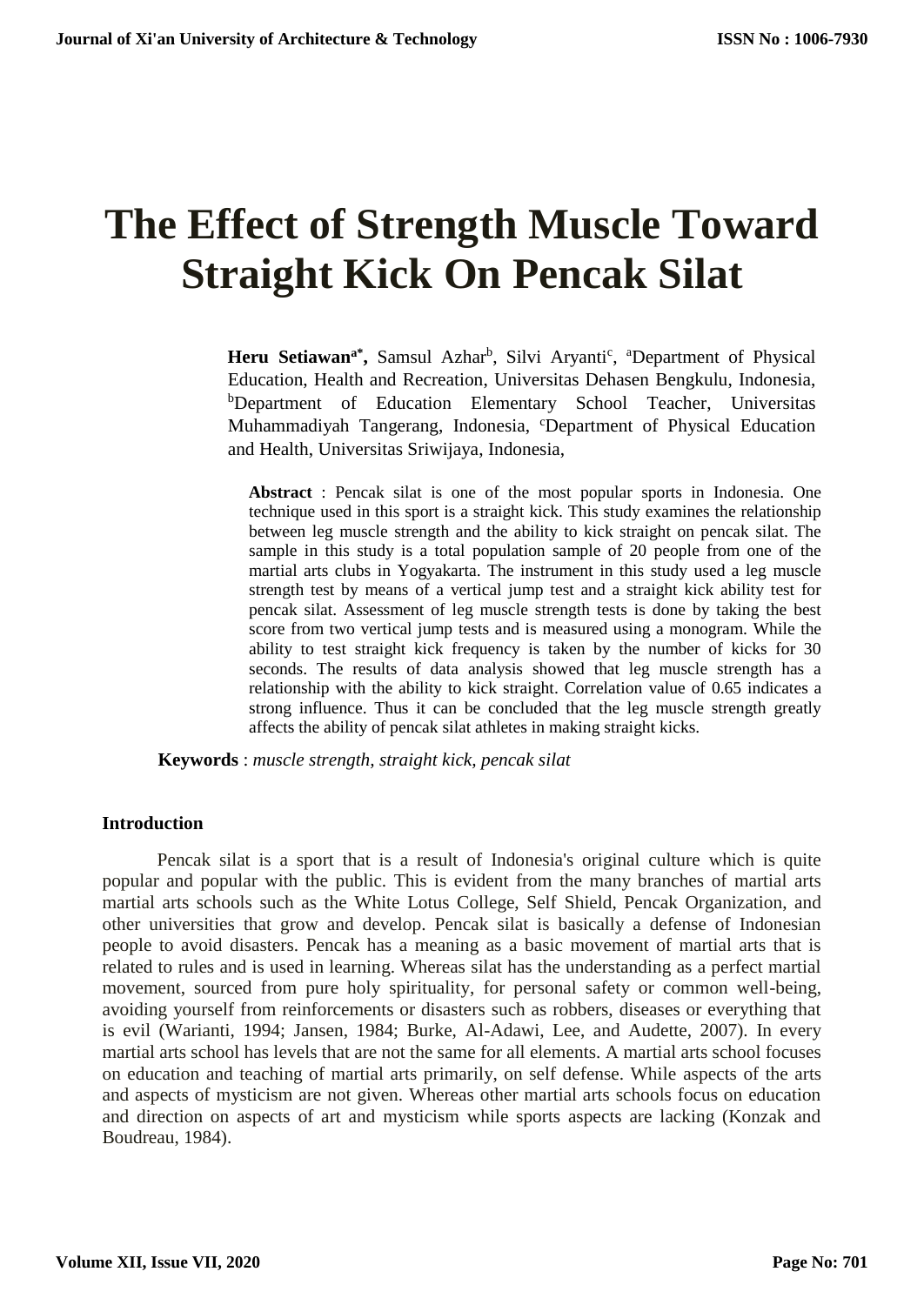# The Effect of Strength Muscle Toward Straight Kick On Pencak Silat

**Heru Setiawan**[a*], Samsul Azhar[b], Silvi Aryanti[c], [a]Department of Physical Education, Health and Recreation, Universitas Dehasen Bengkulu, Indonesia, [b]Department of Education Elementary School Teacher, Universitas Muhammadiyah Tangerang, Indonesia, [c]Department of Physical Education and Health, Universitas Sriwijaya, Indonesia,

**Abstract** : Pencak silat is one of the most popular sports in Indonesia. One technique used in this sport is a straight kick. This study examines the relationship between leg muscle strength and the ability to kick straight on pencak silat. The sample in this study is a total population sample of 20 people from one of the martial arts clubs in Yogyakarta. The instrument in this study used a leg muscle strength test by means of a vertical jump test and a straight kick ability test for pencak silat. Assessment of leg muscle strength tests is done by taking the best score from two vertical jump tests and is measured using a monogram. While the ability to test straight kick frequency is taken by the number of kicks for 30 seconds. The results of data analysis showed that leg muscle strength has a relationship with the ability to kick straight. Correlation value of 0.65 indicates a strong influence. Thus it can be concluded that the leg muscle strength greatly affects the ability of pencak silat athletes in making straight kicks.

**Keywords** : *muscle strength, straight kick, pencak silat*

## Introduction

Pencak silat is a sport that is a result of Indonesia's original culture which is quite popular and popular with the public. This is evident from the many branches of martial arts martial arts schools such as the White Lotus College, Self Shield, Pencak Organization, and other universities that grow and develop. Pencak silat is basically a defense of Indonesian people to avoid disasters. Pencak has a meaning as a basic movement of martial arts that is related to rules and is used in learning. Whereas silat has the understanding as a perfect martial movement, sourced from pure holy spirituality, for personal safety or common well-being, avoiding yourself from reinforcements or disasters such as robbers, diseases or everything that is evil (Warianti, 1994; Jansen, 1984; Burke, Al-Adawi, Lee, and Audette, 2007). In every martial arts school has levels that are not the same for all elements. A martial arts school focuses on education and teaching of martial arts primarily, on self defense. While aspects of the arts and aspects of mysticism are not given. Whereas other martial arts schools focus on education and direction on aspects of art and mysticism while sports aspects are lacking (Konzak and Boudreau, 1984).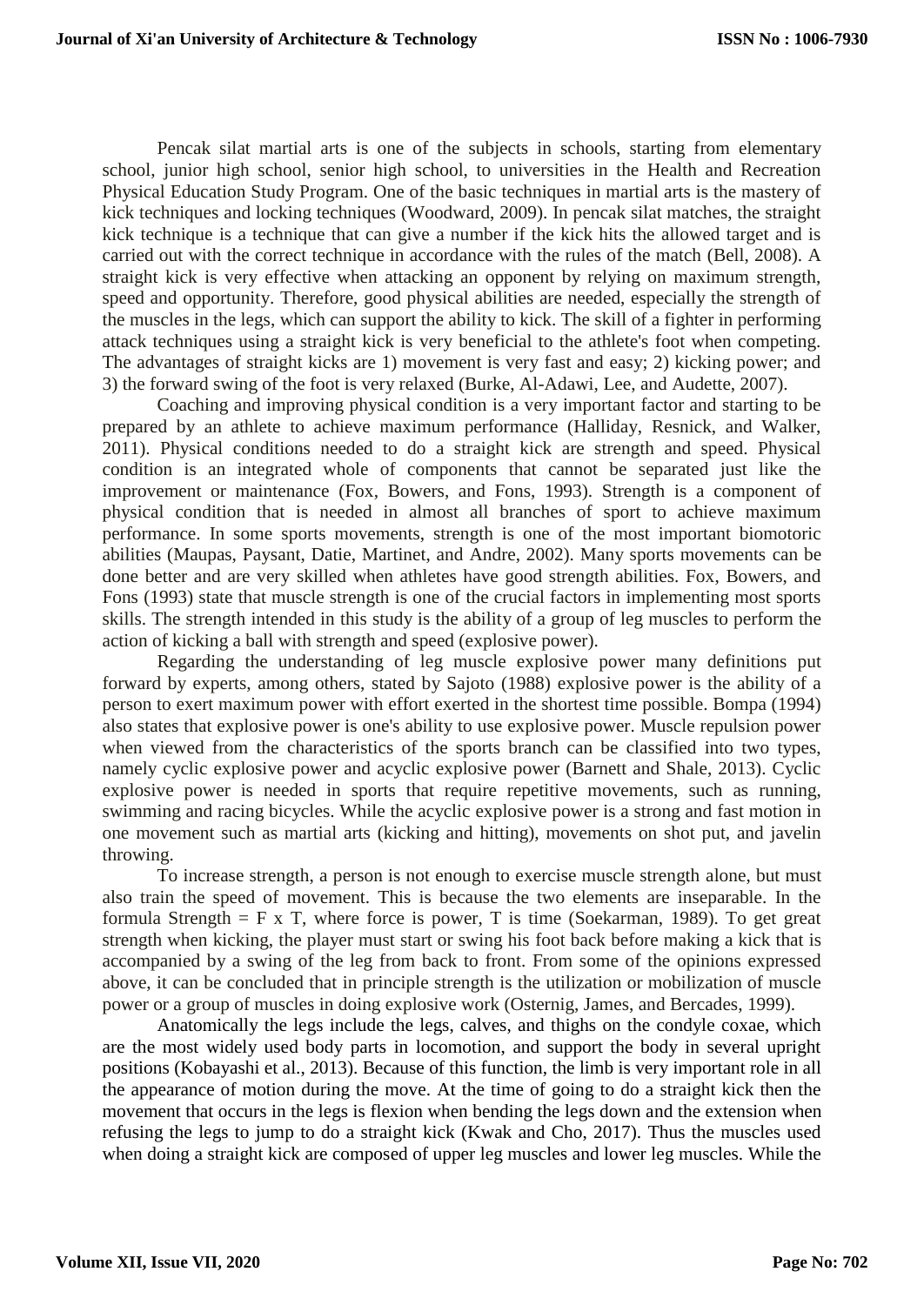Pencak silat martial arts is one of the subjects in schools, starting from elementary school, junior high school, senior high school, to universities in the Health and Recreation Physical Education Study Program. One of the basic techniques in martial arts is the mastery of kick techniques and locking techniques (Woodward, 2009). In pencak silat matches, the straight kick technique is a technique that can give a number if the kick hits the allowed target and is carried out with the correct technique in accordance with the rules of the match (Bell, 2008). A straight kick is very effective when attacking an opponent by relying on maximum strength, speed and opportunity. Therefore, good physical abilities are needed, especially the strength of the muscles in the legs, which can support the ability to kick. The skill of a fighter in performing attack techniques using a straight kick is very beneficial to the athlete's foot when competing. The advantages of straight kicks are 1) movement is very fast and easy; 2) kicking power; and 3) the forward swing of the foot is very relaxed (Burke, Al-Adawi, Lee, and Audette, 2007).

Coaching and improving physical condition is a very important factor and starting to be prepared by an athlete to achieve maximum performance (Halliday, Resnick, and Walker, 2011). Physical conditions needed to do a straight kick are strength and speed. Physical condition is an integrated whole of components that cannot be separated just like the improvement or maintenance (Fox, Bowers, and Fons, 1993). Strength is a component of physical condition that is needed in almost all branches of sport to achieve maximum performance. In some sports movements, strength is one of the most important biomotoric abilities (Maupas, Paysant, Datie, Martinet, and Andre, 2002). Many sports movements can be done better and are very skilled when athletes have good strength abilities. Fox, Bowers, and Fons (1993) state that muscle strength is one of the crucial factors in implementing most sports skills. The strength intended in this study is the ability of a group of leg muscles to perform the action of kicking a ball with strength and speed (explosive power).

Regarding the understanding of leg muscle explosive power many definitions put forward by experts, among others, stated by Sajoto (1988) explosive power is the ability of a person to exert maximum power with effort exerted in the shortest time possible. Bompa (1994) also states that explosive power is one's ability to use explosive power. Muscle repulsion power when viewed from the characteristics of the sports branch can be classified into two types, namely cyclic explosive power and acyclic explosive power (Barnett and Shale, 2013). Cyclic explosive power is needed in sports that require repetitive movements, such as running, swimming and racing bicycles. While the acyclic explosive power is a strong and fast motion in one movement such as martial arts (kicking and hitting), movements on shot put, and javelin throwing.

To increase strength, a person is not enough to exercise muscle strength alone, but must also train the speed of movement. This is because the two elements are inseparable. In the formula Strength = F x T, where force is power, T is time (Soekarman, 1989). To get great strength when kicking, the player must start or swing his foot back before making a kick that is accompanied by a swing of the leg from back to front. From some of the opinions expressed above, it can be concluded that in principle strength is the utilization or mobilization of muscle power or a group of muscles in doing explosive work (Osternig, James, and Bercades, 1999).

Anatomically the legs include the legs, calves, and thighs on the condyle coxae, which are the most widely used body parts in locomotion, and support the body in several upright positions (Kobayashi et al., 2013). Because of this function, the limb is very important role in all the appearance of motion during the move. At the time of going to do a straight kick then the movement that occurs in the legs is flexion when bending the legs down and the extension when refusing the legs to jump to do a straight kick (Kwak and Cho, 2017). Thus the muscles used when doing a straight kick are composed of upper leg muscles and lower leg muscles. While the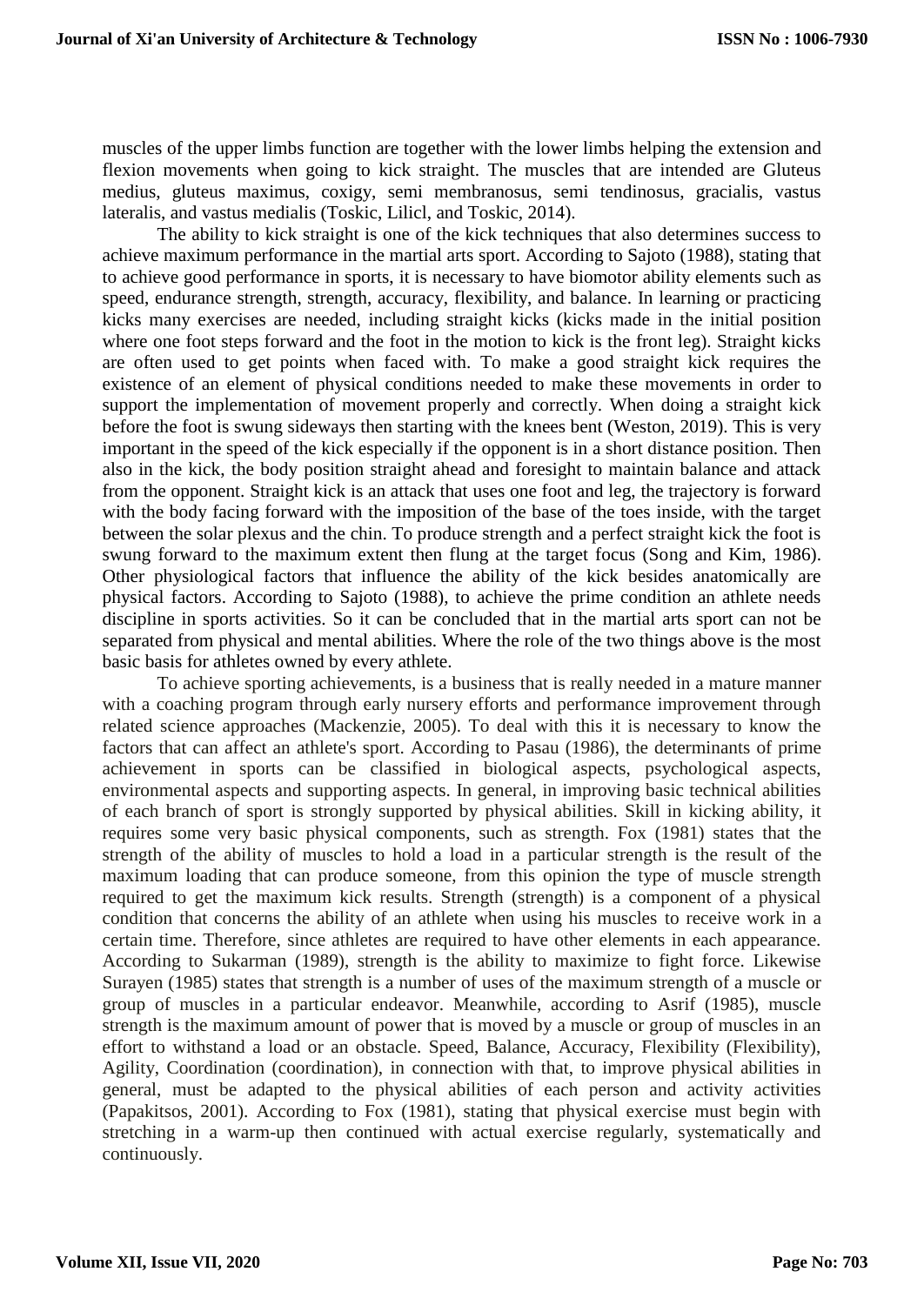muscles of the upper limbs function are together with the lower limbs helping the extension and flexion movements when going to kick straight. The muscles that are intended are Gluteus medius, gluteus maximus, coxigy, semi membranosus, semi tendinosus, gracialis, vastus lateralis, and vastus medialis (Toskic, Lilicl, and Toskic, 2014).

The ability to kick straight is one of the kick techniques that also determines success to achieve maximum performance in the martial arts sport. According to Sajoto (1988), stating that to achieve good performance in sports, it is necessary to have biomotor ability elements such as speed, endurance strength, strength, accuracy, flexibility, and balance. In learning or practicing kicks many exercises are needed, including straight kicks (kicks made in the initial position where one foot steps forward and the foot in the motion to kick is the front leg). Straight kicks are often used to get points when faced with. To make a good straight kick requires the existence of an element of physical conditions needed to make these movements in order to support the implementation of movement properly and correctly. When doing a straight kick before the foot is swung sideways then starting with the knees bent (Weston, 2019). This is very important in the speed of the kick especially if the opponent is in a short distance position. Then also in the kick, the body position straight ahead and foresight to maintain balance and attack from the opponent. Straight kick is an attack that uses one foot and leg, the trajectory is forward with the body facing forward with the imposition of the base of the toes inside, with the target between the solar plexus and the chin. To produce strength and a perfect straight kick the foot is swung forward to the maximum extent then flung at the target focus (Song and Kim, 1986). Other physiological factors that influence the ability of the kick besides anatomically are physical factors. According to Sajoto (1988), to achieve the prime condition an athlete needs discipline in sports activities. So it can be concluded that in the martial arts sport can not be separated from physical and mental abilities. Where the role of the two things above is the most basic basis for athletes owned by every athlete.

To achieve sporting achievements, is a business that is really needed in a mature manner with a coaching program through early nursery efforts and performance improvement through related science approaches (Mackenzie, 2005). To deal with this it is necessary to know the factors that can affect an athlete's sport. According to Pasau (1986), the determinants of prime achievement in sports can be classified in biological aspects, psychological aspects, environmental aspects and supporting aspects. In general, in improving basic technical abilities of each branch of sport is strongly supported by physical abilities. Skill in kicking ability, it requires some very basic physical components, such as strength. Fox (1981) states that the strength of the ability of muscles to hold a load in a particular strength is the result of the maximum loading that can produce someone, from this opinion the type of muscle strength required to get the maximum kick results. Strength (strength) is a component of a physical condition that concerns the ability of an athlete when using his muscles to receive work in a certain time. Therefore, since athletes are required to have other elements in each appearance. According to Sukarman (1989), strength is the ability to maximize to fight force. Likewise Surayen (1985) states that strength is a number of uses of the maximum strength of a muscle or group of muscles in a particular endeavor. Meanwhile, according to Asrif (1985), muscle strength is the maximum amount of power that is moved by a muscle or group of muscles in an effort to withstand a load or an obstacle. Speed, Balance, Accuracy, Flexibility (Flexibility), Agility, Coordination (coordination), in connection with that, to improve physical abilities in general, must be adapted to the physical abilities of each person and activity activities (Papakitsos, 2001). According to Fox (1981), stating that physical exercise must begin with stretching in a warm-up then continued with actual exercise regularly, systematically and continuously.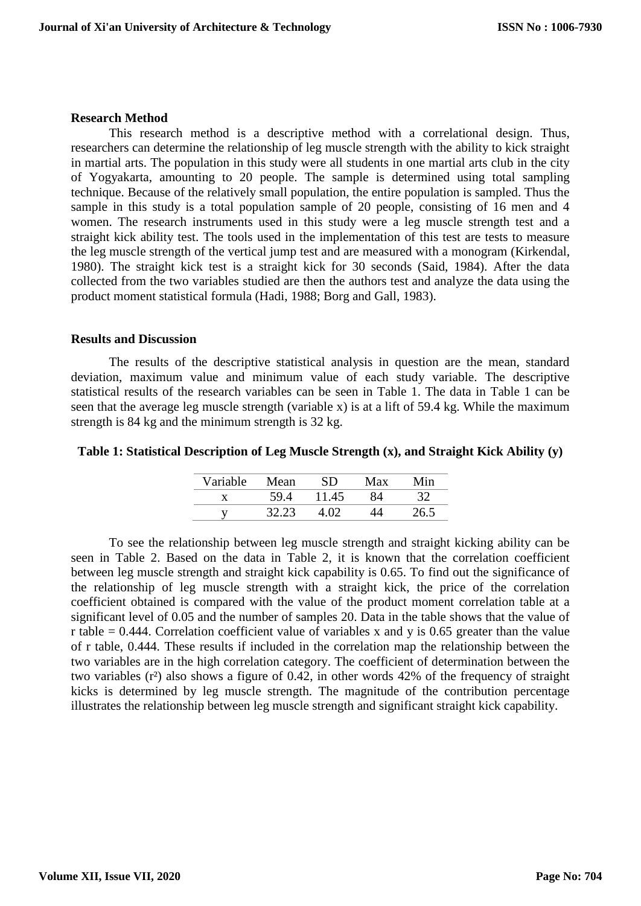### Research Method

This research method is a descriptive method with a correlational design. Thus, researchers can determine the relationship of leg muscle strength with the ability to kick straight in martial arts. The population in this study were all students in one martial arts club in the city of Yogyakarta, amounting to 20 people. The sample is determined using total sampling technique. Because of the relatively small population, the entire population is sampled. Thus the sample in this study is a total population sample of 20 people, consisting of 16 men and 4 women. The research instruments used in this study were a leg muscle strength test and a straight kick ability test. The tools used in the implementation of this test are tests to measure the leg muscle strength of the vertical jump test and are measured with a monogram (Kirkendal, 1980). The straight kick test is a straight kick for 30 seconds (Said, 1984). After the data collected from the two variables studied are then the authors test and analyze the data using the product moment statistical formula (Hadi, 1988; Borg and Gall, 1983).

### Results and Discussion

The results of the descriptive statistical analysis in question are the mean, standard deviation, maximum value and minimum value of each study variable. The descriptive statistical results of the research variables can be seen in Table 1. The data in Table 1 can be seen that the average leg muscle strength (variable x) is at a lift of 59.4 kg. While the maximum strength is 84 kg and the minimum strength is 32 kg.

**Table 1: Statistical Description of Leg Muscle Strength (x), and Straight Kick Ability (y)**

| Variable | Mean | SD | Max | Min |
|---|---|---|---|---|
| x | 59.4 | 11.45 | 84 | 32 |
| y | 32.23 | 4.02 | 44 | 26.5 |

To see the relationship between leg muscle strength and straight kicking ability can be seen in Table 2. Based on the data in Table 2, it is known that the correlation coefficient between leg muscle strength and straight kick capability is 0.65. To find out the significance of the relationship of leg muscle strength with a straight kick, the price of the correlation coefficient obtained is compared with the value of the product moment correlation table at a significant level of 0.05 and the number of samples 20. Data in the table shows that the value of r table = 0.444. Correlation coefficient value of variables x and y is 0.65 greater than the value of r table, 0.444. These results if included in the correlation map the relationship between the two variables are in the high correlation category. The coefficient of determination between the two variables ($r^2$) also shows a figure of 0.42, in other words 42% of the frequency of straight kicks is determined by leg muscle strength. The magnitude of the contribution percentage illustrates the relationship between leg muscle strength and significant straight kick capability.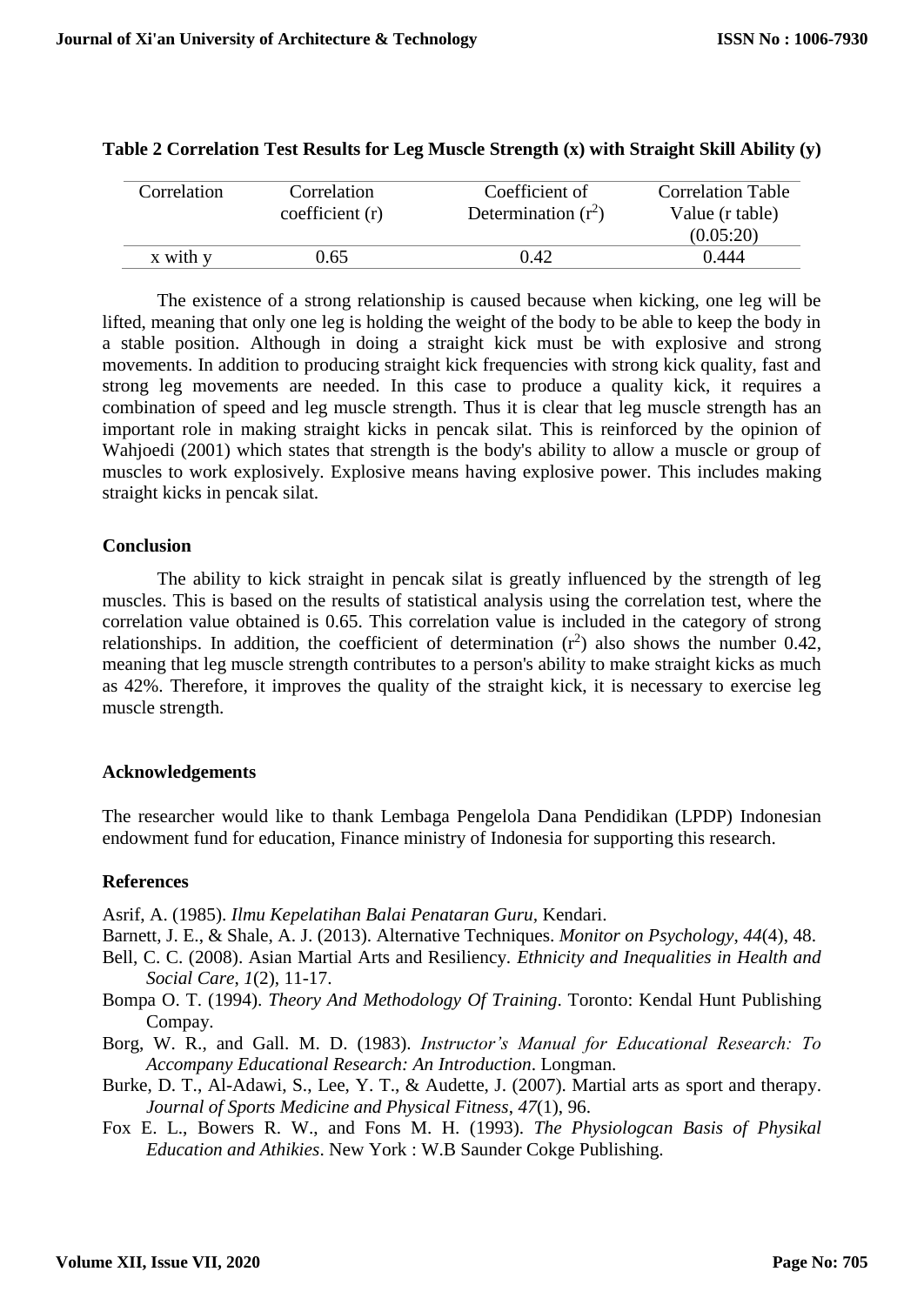**Table 2 Correlation Test Results for Leg Muscle Strength (x) with Straight Skill Ability (y)**

| Correlation | Correlation coefficient (r) | Coefficient of Determination ($r^2$) | Correlation Table Value (r table) (0.05:20) |
|---|---|---|---|
| x with y | 0.65 | 0.42 | 0.444 |

The existence of a strong relationship is caused because when kicking, one leg will be lifted, meaning that only one leg is holding the weight of the body to be able to keep the body in a stable position. Although in doing a straight kick must be with explosive and strong movements. In addition to producing straight kick frequencies with strong kick quality, fast and strong leg movements are needed. In this case to produce a quality kick, it requires a combination of speed and leg muscle strength. Thus it is clear that leg muscle strength has an important role in making straight kicks in pencak silat. This is reinforced by the opinion of Wahjoedi (2001) which states that strength is the body's ability to allow a muscle or group of muscles to work explosively. Explosive means having explosive power. This includes making straight kicks in pencak silat.

## Conclusion

The ability to kick straight in pencak silat is greatly influenced by the strength of leg muscles. This is based on the results of statistical analysis using the correlation test, where the correlation value obtained is 0.65. This correlation value is included in the category of strong relationships. In addition, the coefficient of determination ($r^2$) also shows the number 0.42, meaning that leg muscle strength contributes to a person's ability to make straight kicks as much as 42%. Therefore, it improves the quality of the straight kick, it is necessary to exercise leg muscle strength.

## Acknowledgements

The researcher would like to thank Lembaga Pengelola Dana Pendidikan (LPDP) Indonesian endowment fund for education, Finance ministry of Indonesia for supporting this research.

## References

Asrif, A. (1985). *Ilmu Kepelatihan Balai Penataran Guru*, Kendari.

Barnett, J. E., & Shale, A. J. (2013). Alternative Techniques. *Monitor on Psychology*, *44*(4), 48.

Bell, C. C. (2008). Asian Martial Arts and Resiliency. *Ethnicity and Inequalities in Health and Social Care*, *1*(2), 11-17.

Bompa O. T. (1994). *Theory And Methodology Of Training*. Toronto: Kendal Hunt Publishing Compay.

Borg, W. R., and Gall. M. D. (1983). *Instructor's Manual for Educational Research: To Accompany Educational Research: An Introduction*. Longman.

Burke, D. T., Al-Adawi, S., Lee, Y. T., & Audette, J. (2007). Martial arts as sport and therapy. *Journal of Sports Medicine and Physical Fitness*, *47*(1), 96.

Fox E. L., Bowers R. W., and Fons M. H. (1993). *The Physiologcan Basis of Physikal Education and Athikies*. New York : W.B Saunder Cokge Publishing.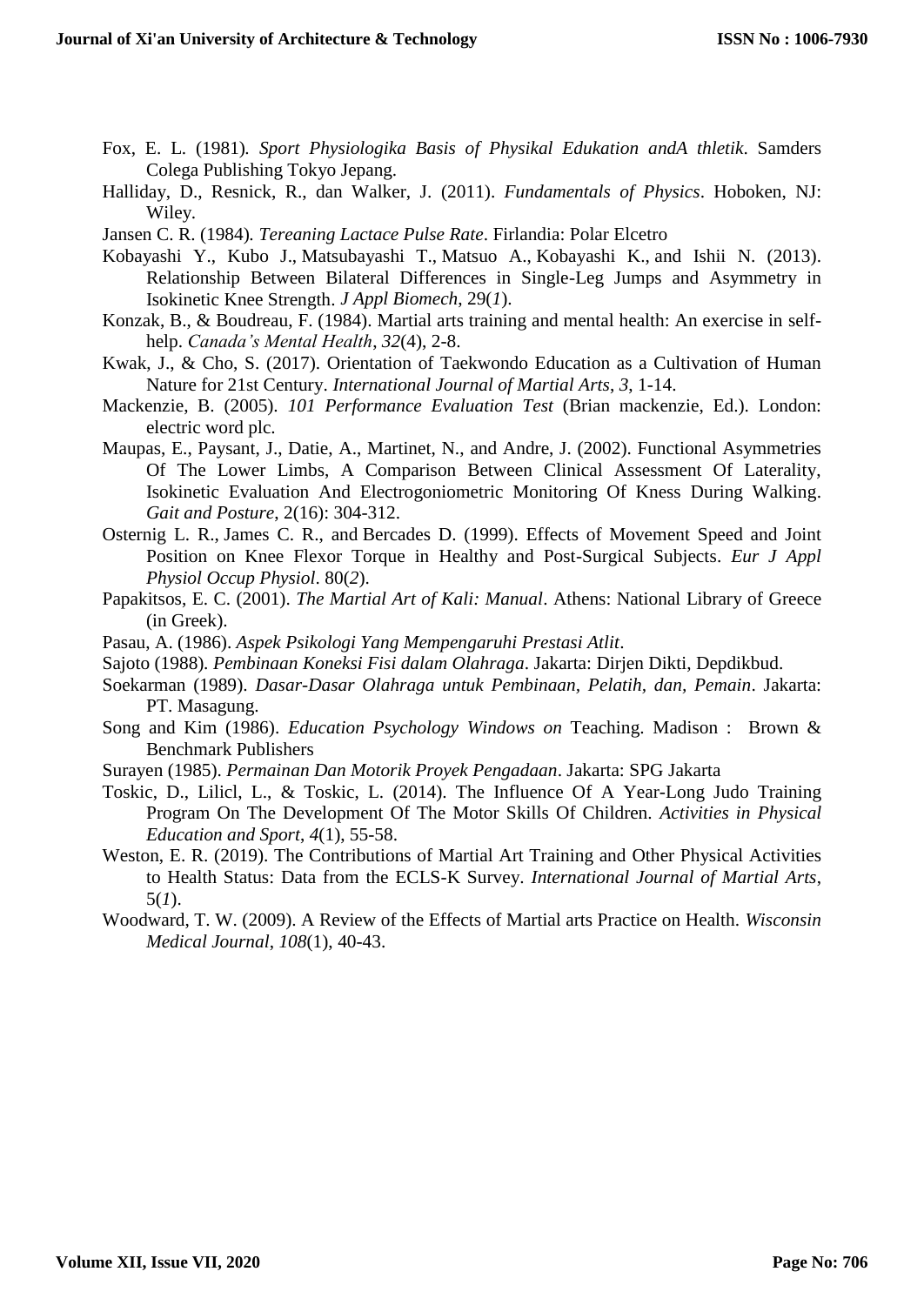Fox, E. L. (1981). *Sport Physiologika Basis of Physikal Edukation andA thletik*. Samders Colega Publishing Tokyo Jepang.

Halliday, D., Resnick, R., dan Walker, J. (2011). *Fundamentals of Physics*. Hoboken, NJ: Wiley.

Jansen C. R. (1984). *Tereaning Lactace Pulse Rate*. Firlandia: Polar Elcetro

Kobayashi Y., Kubo J., Matsubayashi T., Matsuo A., Kobayashi K., and Ishii N. (2013). Relationship Between Bilateral Differences in Single-Leg Jumps and Asymmetry in Isokinetic Knee Strength. *J Appl Biomech*, 29(*1*).

Konzak, B., & Boudreau, F. (1984). Martial arts training and mental health: An exercise in self-help. *Canada's Mental Health*, *32*(4), 2-8.

Kwak, J., & Cho, S. (2017). Orientation of Taekwondo Education as a Cultivation of Human Nature for 21st Century. *International Journal of Martial Arts*, *3*, 1-14.

Mackenzie, B. (2005). *101 Performance Evaluation Test* (Brian mackenzie, Ed.). London: electric word plc.

Maupas, E., Paysant, J., Datie, A., Martinet, N., and Andre, J. (2002). Functional Asymmetries Of The Lower Limbs, A Comparison Between Clinical Assessment Of Laterality, Isokinetic Evaluation And Electrogoniometric Monitoring Of Kness During Walking. *Gait and Posture*, 2(16): 304-312.

Osternig L. R., James C. R., and Bercades D. (1999). Effects of Movement Speed and Joint Position on Knee Flexor Torque in Healthy and Post-Surgical Subjects. *Eur J Appl Physiol Occup Physiol*. 80(*2*).

Papakitsos, E. C. (2001). *The Martial Art of Kali: Manual*. Athens: National Library of Greece (in Greek).

Pasau, A. (1986). *Aspek Psikologi Yang Mempengaruhi Prestasi Atlit*.

Sajoto (1988). *Pembinaan Koneksi Fisi dalam Olahraga*. Jakarta: Dirjen Dikti, Depdikbud.

Soekarman (1989). *Dasar-Dasar Olahraga untuk Pembinaan, Pelatih, dan, Pemain*. Jakarta: PT. Masagung.

Song and Kim (1986). *Education Psychology Windows on* Teaching. Madison : Brown & Benchmark Publishers

Surayen (1985). *Permainan Dan Motorik Proyek Pengadaan*. Jakarta: SPG Jakarta

Toskic, D., Lilicl, L., & Toskic, L. (2014). The Influence Of A Year-Long Judo Training Program On The Development Of The Motor Skills Of Children. *Activities in Physical Education and Sport*, *4*(1), 55-58.

Weston, E. R. (2019). The Contributions of Martial Art Training and Other Physical Activities to Health Status: Data from the ECLS-K Survey. *International Journal of Martial Arts*, 5(*1*).

Woodward, T. W. (2009). A Review of the Effects of Martial arts Practice on Health. *Wisconsin Medical Journal*, *108*(1), 40-43.